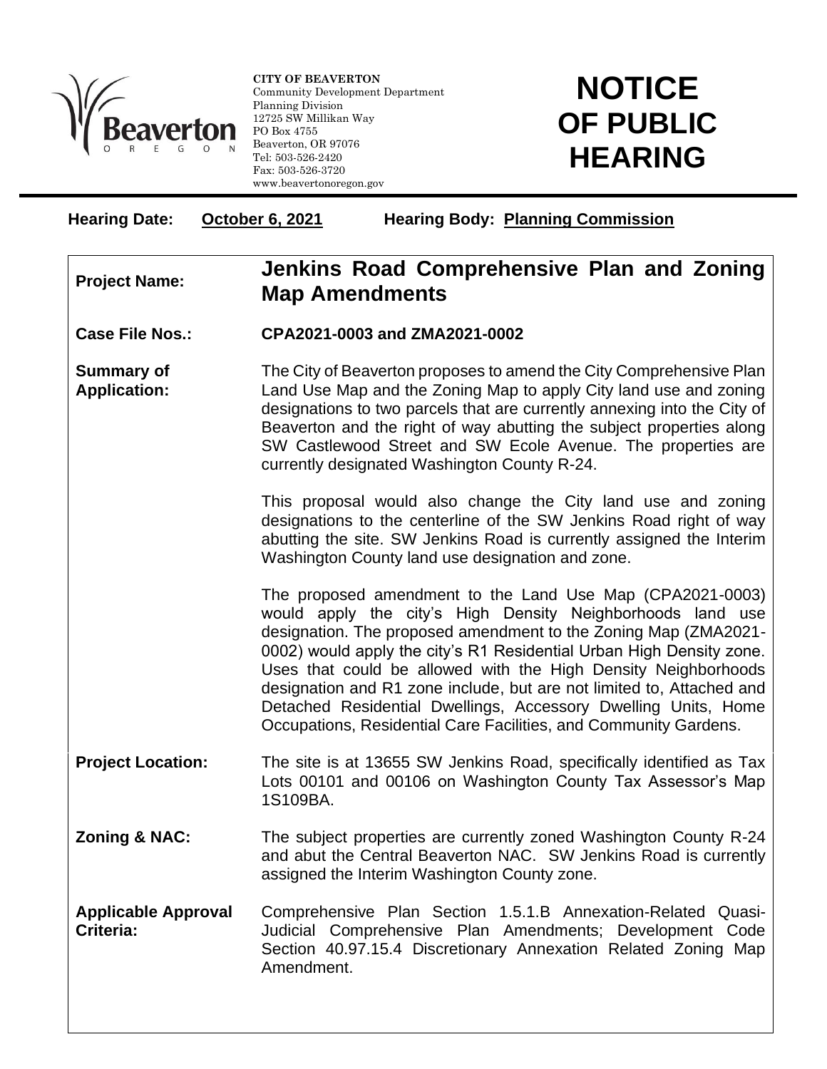**CITY OF BEAVERTON**
Community Development Department
Planning Division
12725 SW Millikan Way
PO Box 4755
Beaverton, OR 97076
Tel: 503-526-2420
Fax: 503-526-3720
www.beavertonoregon.gov

# NOTICE OF PUBLIC HEARING

**Hearing Date:** **October 6, 2021** **Hearing Body:** **Planning Commission**

**Project Name:** **Jenkins Road Comprehensive Plan and Zoning Map Amendments**

**Case File Nos.:** **CPA2021-0003 and ZMA2021-0002**

**Summary of Application:** The City of Beaverton proposes to amend the City Comprehensive Plan Land Use Map and the Zoning Map to apply City land use and zoning designations to two parcels that are currently annexing into the City of Beaverton and the right of way abutting the subject properties along SW Castlewood Street and SW Ecole Avenue. The properties are currently designated Washington County R-24.

This proposal would also change the City land use and zoning designations to the centerline of the SW Jenkins Road right of way abutting the site. SW Jenkins Road is currently assigned the Interim Washington County land use designation and zone.

The proposed amendment to the Land Use Map (CPA2021-0003) would apply the city's High Density Neighborhoods land use designation. The proposed amendment to the Zoning Map (ZMA2021-0002) would apply the city's R1 Residential Urban High Density zone. Uses that could be allowed with the High Density Neighborhoods designation and R1 zone include, but are not limited to, Attached and Detached Residential Dwellings, Accessory Dwelling Units, Home Occupations, Residential Care Facilities, and Community Gardens.

**Project Location:** The site is at 13655 SW Jenkins Road, specifically identified as Tax Lots 00101 and 00106 on Washington County Tax Assessor's Map 1S109BA.

**Zoning & NAC:** The subject properties are currently zoned Washington County R-24 and abut the Central Beaverton NAC. SW Jenkins Road is currently assigned the Interim Washington County zone.

**Applicable Approval Criteria:** Comprehensive Plan Section 1.5.1.B Annexation-Related Quasi-Judicial Comprehensive Plan Amendments; Development Code Section 40.97.15.4 Discretionary Annexation Related Zoning Map Amendment.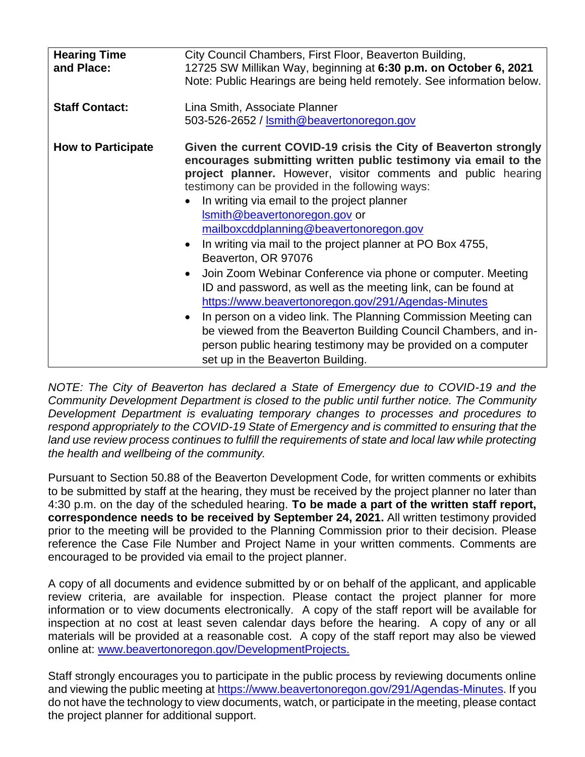| | |
|---|---|
| **Hearing Time and Place:** | City Council Chambers, First Floor, Beaverton Building, 12725 SW Millikan Way, beginning at **6:30 p.m. on October 6, 2021** Note: Public Hearings are being held remotely. See information below. |
| **Staff Contact:** | Lina Smith, Associate Planner 503-526-2652 / lsmith@beavertonoregon.gov |
| **How to Participate** | **Given the current COVID-19 crisis the City of Beaverton strongly encourages submitting written public testimony via email to the project planner.** However, visitor comments and public hearing testimony can be provided in the following ways: <br>• In writing via email to the project planner lsmith@beavertonoregon.gov or mailboxcddplanning@beavertonoregon.gov <br>• In writing via mail to the project planner at PO Box 4755, Beaverton, OR 97076 <br>• Join Zoom Webinar Conference via phone or computer. Meeting ID and password, as well as the meeting link, can be found at https://www.beavertonoregon.gov/291/Agendas-Minutes <br>• In person on a video link. The Planning Commission Meeting can be viewed from the Beaverton Building Council Chambers, and in-person public hearing testimony may be provided on a computer set up in the Beaverton Building. |

*NOTE: The City of Beaverton has declared a State of Emergency due to COVID-19 and the Community Development Department is closed to the public until further notice. The Community Development Department is evaluating temporary changes to processes and procedures to respond appropriately to the COVID-19 State of Emergency and is committed to ensuring that the land use review process continues to fulfill the requirements of state and local law while protecting the health and wellbeing of the community.*

Pursuant to Section 50.88 of the Beaverton Development Code, for written comments or exhibits to be submitted by staff at the hearing, they must be received by the project planner no later than 4:30 p.m. on the day of the scheduled hearing. **To be made a part of the written staff report, correspondence needs to be received by September 24, 2021.** All written testimony provided prior to the meeting will be provided to the Planning Commission prior to their decision. Please reference the Case File Number and Project Name in your written comments. Comments are encouraged to be provided via email to the project planner.

A copy of all documents and evidence submitted by or on behalf of the applicant, and applicable review criteria, are available for inspection. Please contact the project planner for more information or to view documents electronically. A copy of the staff report will be available for inspection at no cost at least seven calendar days before the hearing. A copy of any or all materials will be provided at a reasonable cost. A copy of the staff report may also be viewed online at: www.beavertonoregon.gov/DevelopmentProjects.

Staff strongly encourages you to participate in the public process by reviewing documents online and viewing the public meeting at https://www.beavertonoregon.gov/291/Agendas-Minutes. If you do not have the technology to view documents, watch, or participate in the meeting, please contact the project planner for additional support.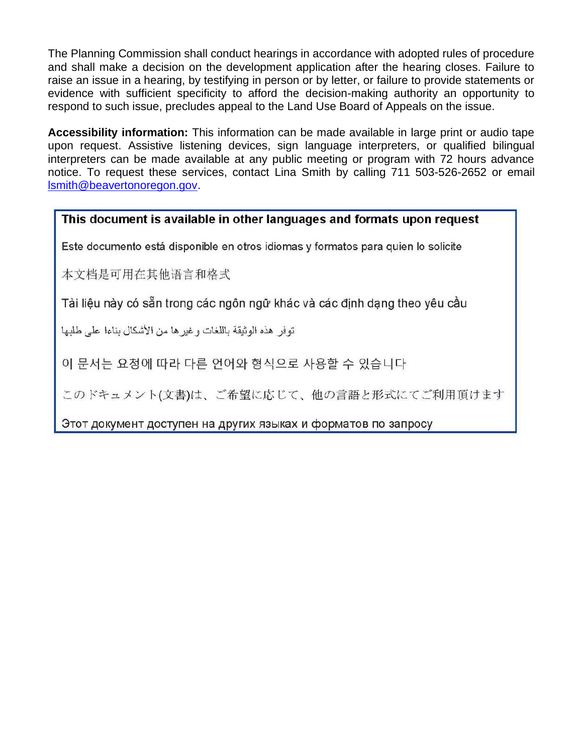The Planning Commission shall conduct hearings in accordance with adopted rules of procedure and shall make a decision on the development application after the hearing closes. Failure to raise an issue in a hearing, by testifying in person or by letter, or failure to provide statements or evidence with sufficient specificity to afford the decision-making authority an opportunity to respond to such issue, precludes appeal to the Land Use Board of Appeals on the issue.

**Accessibility information:** This information can be made available in large print or audio tape upon request. Assistive listening devices, sign language interpreters, or qualified bilingual interpreters can be made available at any public meeting or program with 72 hours advance notice. To request these services, contact Lina Smith by calling 711 503-526-2652 or email lsmith@beavertonoregon.gov.

**This document is available in other languages and formats upon request**

Este documento está disponible en otros idiomas y formatos para quien lo solicite

本文档是可用在其他语言和格式

Tài liệu này có sẵn trong các ngôn ngữ khác và các định dạng theo yêu cầu

توفر هذه الوثيقة باللغات وغيرها من الأشكال بناءا على طلبها

이 문서는 요청에 따라 다른 언어와 형식으로 사용할 수 있습니다

このドキュメント(文書)は、ご希望に応じて、他の言語と形式にてご利用頂けます

Этот документ доступен на других языках и форматов по запросу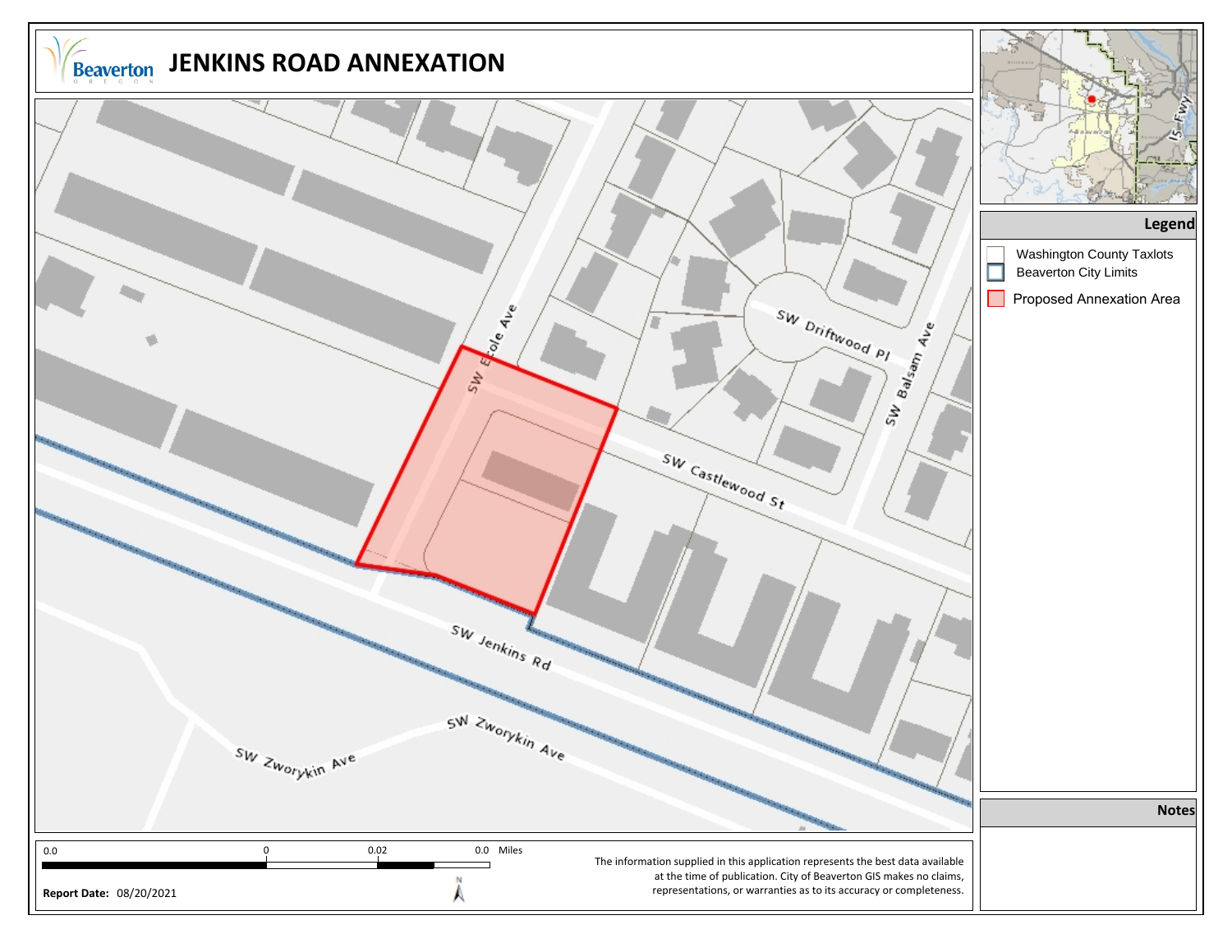# JENKINS ROAD ANNEXATION

Beaverton OREGON

SW Ecole Ave

SW Driftwood Pl

SW Balsam Ave

SW Castlewood St

SW Jenkins Rd

SW Zworykin Ave

SW Zworykin Ave

I5 Fwy

## Legend

- Washington County Taxlots
- Beaverton City Limits
- Proposed Annexation Area

## Notes

0.0 0 0.02 0.0 Miles

N

**Report Date:** 08/20/2021

The information supplied in this application represents the best data available at the time of publication. City of Beaverton GIS makes no claims, representations, or warranties as to its accuracy or completeness.